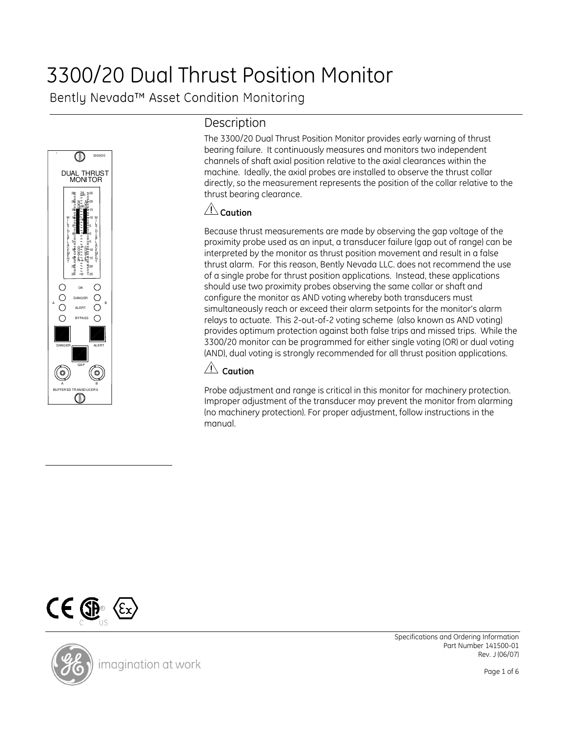# 3300/20 Dual Thrust Position Monitor

Bently Nevada™ Asset Condition Monitoring

## Description

The 3300/20 Dual Thrust Position Monitor provides early warning of thrust bearing failure. It continuously measures and monitors two independent channels of shaft axial position relative to the axial clearances within the machine. Ideally, the axial probes are installed to observe the thrust collar directly, so the measurement represents the position of the collar relative to the thrust bearing clearance.

### ⚠ Caution

Because thrust measurements are made by observing the gap voltage of the proximity probe used as an input, a transducer failure (gap out of range) can be interpreted by the monitor as thrust position movement and result in a false thrust alarm. For this reason, Bently Nevada LLC. does not recommend the use of a single probe for thrust position applications. Instead, these applications should use two proximity probes observing the same collar or shaft and configure the monitor as AND voting whereby both transducers must simultaneously reach or exceed their alarm setpoints for the monitor's alarm relays to actuate. This 2-out-of-2 voting scheme (also known as AND voting) provides optimum protection against both false trips and missed trips. While the 3300/20 monitor can be programmed for either single voting (OR) or dual voting (AND), dual voting is strongly recommended for all thrust position applications.

### ⚠ Caution

Probe adjustment and range is critical in this monitor for machinery protection. Improper adjustment of the transducer may prevent the monitor from alarming (no machinery protection). For proper adjustment, follow instructions in the manual.

Specifications and Ordering Information
Part Number 141500-01
Rev. J (06/07)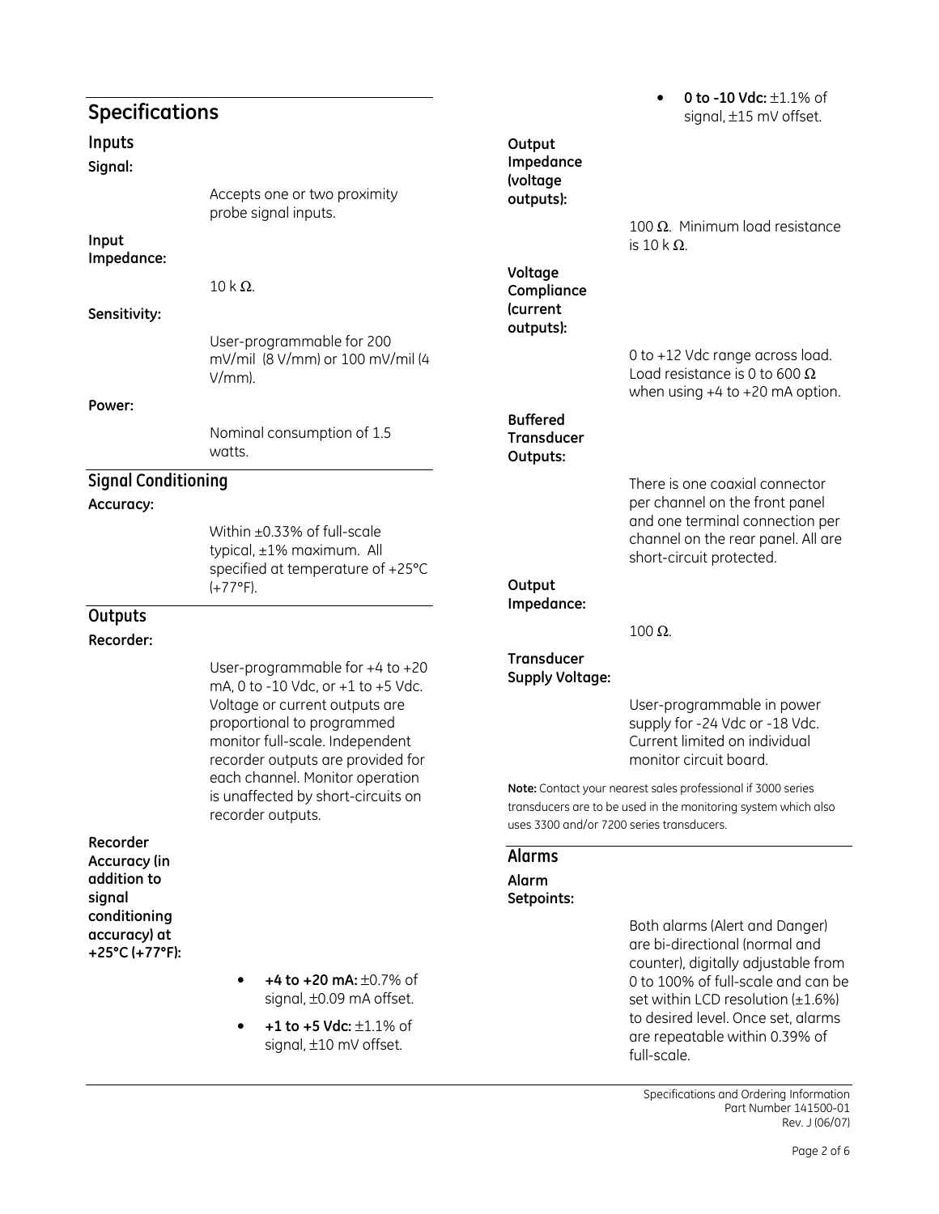## Specifications

### Inputs

**Signal:**

Accepts one or two proximity probe signal inputs.

**Input Impedance:**

10 k Ω.

**Sensitivity:**

User-programmable for 200 mV/mil (8 V/mm) or 100 mV/mil (4 V/mm).

**Power:**

Nominal consumption of 1.5 watts.

### Signal Conditioning

**Accuracy:**

Within ±0.33% of full-scale typical, ±1% maximum. All specified at temperature of +25°C (+77°F).

### Outputs

**Recorder:**

User-programmable for +4 to +20 mA, 0 to -10 Vdc, or +1 to +5 Vdc. Voltage or current outputs are proportional to programmed monitor full-scale. Independent recorder outputs are provided for each channel. Monitor operation is unaffected by short-circuits on recorder outputs.

**Recorder Accuracy (in addition to signal conditioning accuracy) at +25°C (+77°F):**

- **+4 to +20 mA:** ±0.7% of signal, ±0.09 mA offset.
- **+1 to +5 Vdc:** ±1.1% of signal, ±10 mV offset.
- **0 to -10 Vdc:** ±1.1% of signal, ±15 mV offset.

**Output Impedance (voltage outputs):**

100 Ω. Minimum load resistance is 10 k Ω.

**Voltage Compliance (current outputs):**

0 to +12 Vdc range across load. Load resistance is 0 to 600 Ω when using +4 to +20 mA option.

**Buffered Transducer Outputs:**

There is one coaxial connector per channel on the front panel and one terminal connection per channel on the rear panel. All are short-circuit protected.

**Output Impedance:**

100 Ω.

**Transducer Supply Voltage:**

User-programmable in power supply for -24 Vdc or -18 Vdc. Current limited on individual monitor circuit board.

**Note:** Contact your nearest sales professional if 3000 series transducers are to be used in the monitoring system which also uses 3300 and/or 7200 series transducers.

### Alarms

**Alarm Setpoints:**

Both alarms (Alert and Danger) are bi-directional (normal and counter), digitally adjustable from 0 to 100% of full-scale and can be set within LCD resolution (±1.6%) to desired level. Once set, alarms are repeatable within 0.39% of full-scale.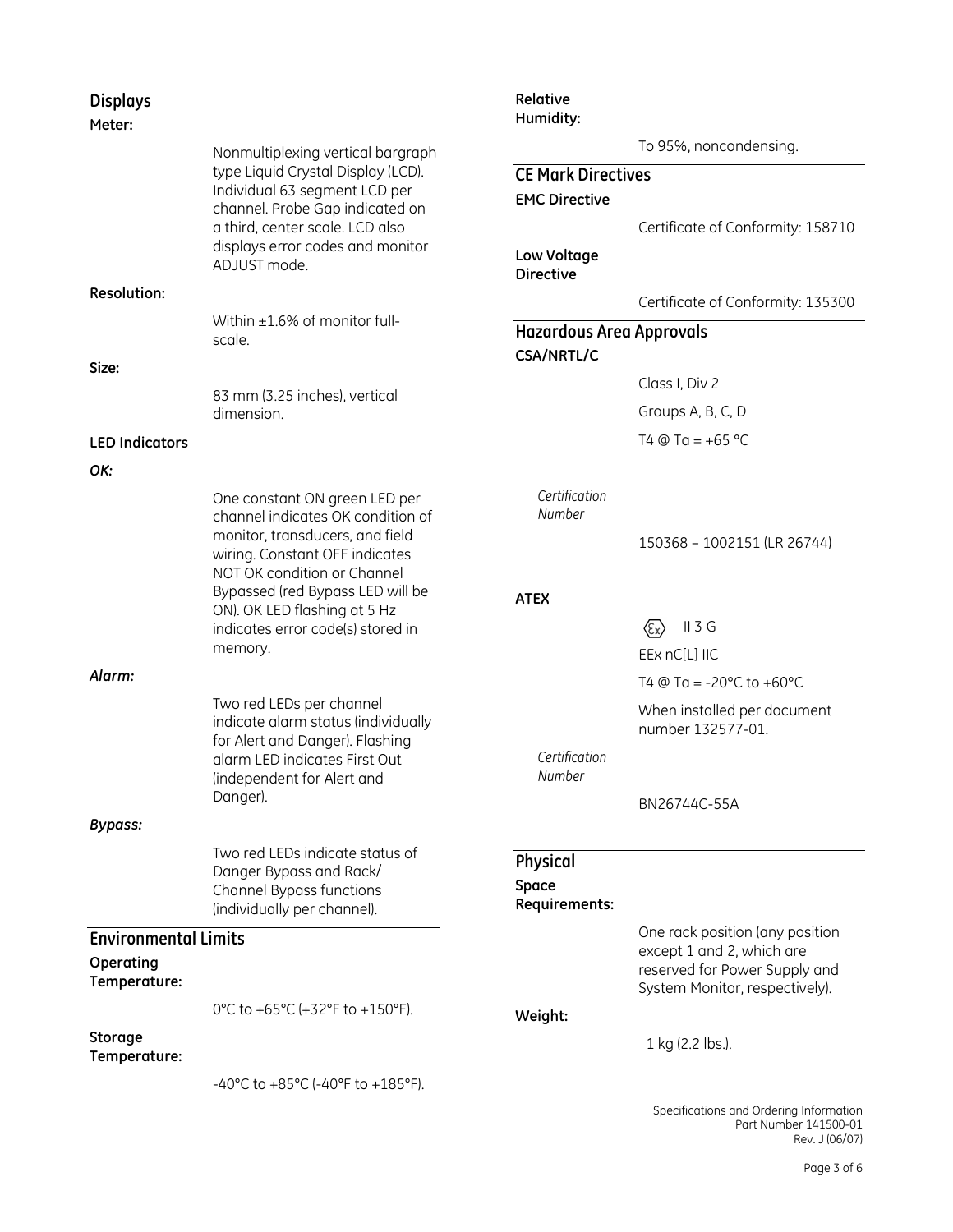## Displays

**Meter:**

Nonmultiplexing vertical bargraph type Liquid Crystal Display (LCD). Individual 63 segment LCD per channel. Probe Gap indicated on a third, center scale. LCD also displays error codes and monitor ADJUST mode.

**Resolution:**

Within ±1.6% of monitor full-scale.

**Size:**

83 mm (3.25 inches), vertical dimension.

**LED Indicators**

***OK:***

One constant ON green LED per channel indicates OK condition of monitor, transducers, and field wiring. Constant OFF indicates NOT OK condition or Channel Bypassed (red Bypass LED will be ON). OK LED flashing at 5 Hz indicates error code(s) stored in memory.

***Alarm:***

Two red LEDs per channel indicate alarm status (individually for Alert and Danger). Flashing alarm LED indicates First Out (independent for Alert and Danger).

***Bypass:***

Two red LEDs indicate status of Danger Bypass and Rack/ Channel Bypass functions (individually per channel).

## Environmental Limits

**Operating Temperature:**

0°C to +65°C (+32°F to +150°F).

**Storage Temperature:**

-40°C to +85°C (-40°F to +185°F).

**Relative Humidity:**

To 95%, noncondensing.

## CE Mark Directives

**EMC Directive**

Certificate of Conformity: 158710

**Low Voltage Directive**

Certificate of Conformity: 135300

## Hazardous Area Approvals

**CSA/NRTL/C**

Class I, Div 2

Groups A, B, C, D

T4 @ Ta = +65 °C

*Certification Number*

150368 – 1002151 (LR 26744)

**ATEX**

Ex II 3 G

EEx nC[L] IIC

T4 @ Ta = -20°C to +60°C

When installed per document number 132577-01.

*Certification Number*

BN26744C-55A

## Physical

**Space Requirements:**

One rack position (any position except 1 and 2, which are reserved for Power Supply and System Monitor, respectively).

**Weight:**

1 kg (2.2 lbs.).

Specifications and Ordering Information
Part Number 141500-01
Rev. J (06/07)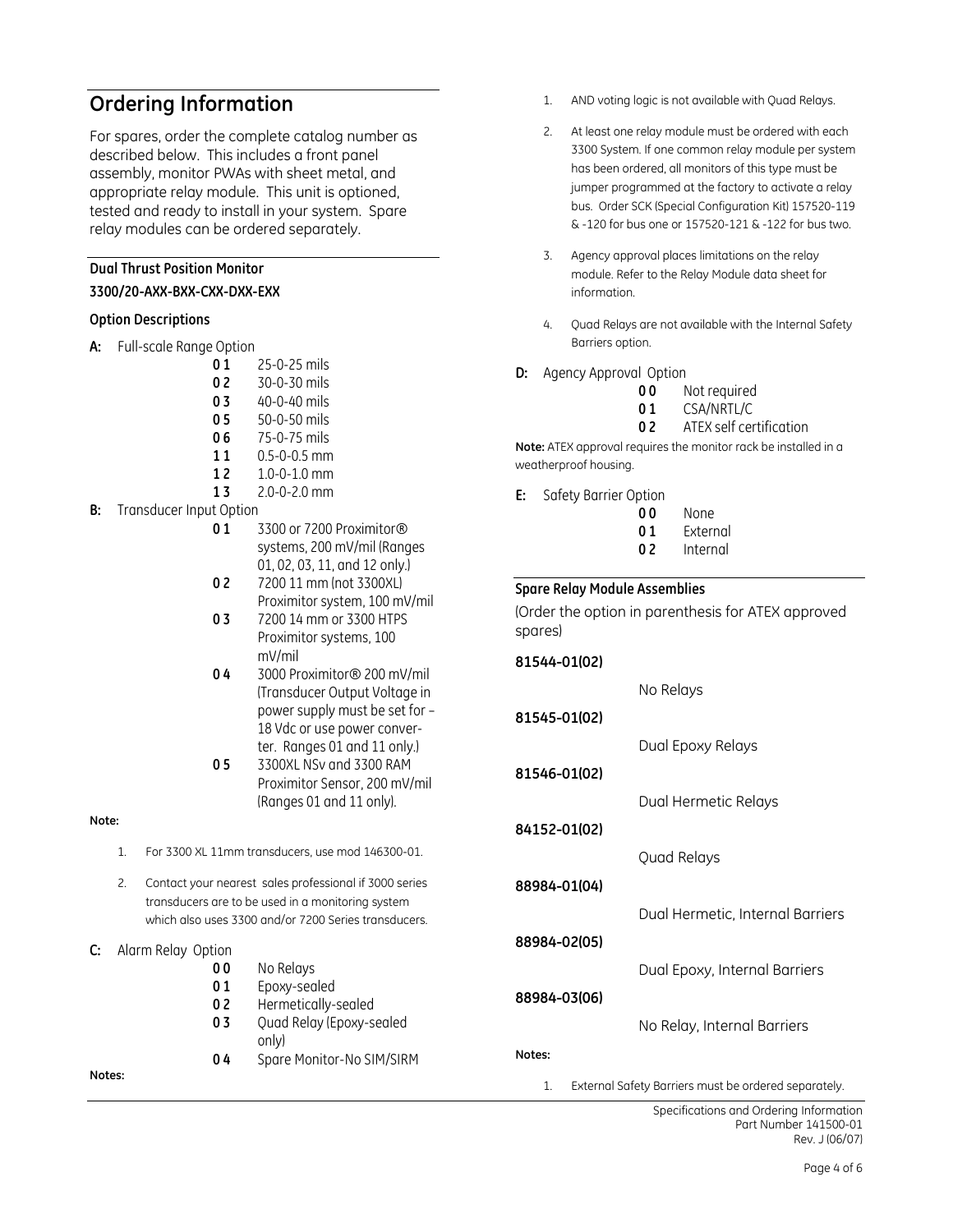## Ordering Information

For spares, order the complete catalog number as described below. This includes a front panel assembly, monitor PWAs with sheet metal, and appropriate relay module. This unit is optioned, tested and ready to install in your system. Spare relay modules can be ordered separately.

**Dual Thrust Position Monitor**

**3300/20-AXX-BXX-CXX-DXX-EXX**

**Option Descriptions**

**A:** Full-scale Range Option

- **0 1** 25-0-25 mils
- **0 2** 30-0-30 mils
- **0 3** 40-0-40 mils
- **0 5** 50-0-50 mils
- **0 6** 75-0-75 mils
- **1 1** 0.5-0-0.5 mm
- **1 2** 1.0-0-1.0 mm
- **1 3** 2.0-0-2.0 mm

**B:** Transducer Input Option

- **0 1** 3300 or 7200 Proximitor® systems, 200 mV/mil (Ranges 01, 02, 03, 11, and 12 only.)
- **0 2** 7200 11 mm (not 3300XL) Proximitor system, 100 mV/mil
- **0 3** 7200 14 mm or 3300 HTPS Proximitor systems, 100 mV/mil
- **0 4** 3000 Proximitor® 200 mV/mil (Transducer Output Voltage in power supply must be set for – 18 Vdc or use power converter. Ranges 01 and 11 only.)
- **0 5** 3300XL NSv and 3300 RAM Proximitor Sensor, 200 mV/mil (Ranges 01 and 11 only).

**Note:**

1. For 3300 XL 11mm transducers, use mod 146300-01.
2. Contact your nearest sales professional if 3000 series transducers are to be used in a monitoring system which also uses 3300 and/or 7200 Series transducers.

**C:** Alarm Relay Option

- **0 0** No Relays
- **0 1** Epoxy-sealed
- **0 2** Hermetically-sealed
- **0 3** Quad Relay (Epoxy-sealed only)
- **0 4** Spare Monitor-No SIM/SIRM

**Notes:**

1. AND voting logic is not available with Quad Relays.
2. At least one relay module must be ordered with each 3300 System. If one common relay module per system has been ordered, all monitors of this type must be jumper programmed at the factory to activate a relay bus. Order SCK (Special Configuration Kit) 157520-119 & -120 for bus one or 157520-121 & -122 for bus two.
3. Agency approval places limitations on the relay module. Refer to the Relay Module data sheet for information.
4. Quad Relays are not available with the Internal Safety Barriers option.

**D:** Agency Approval Option

- **0 0** Not required
- **0 1** CSA/NRTL/C
- **0 2** ATEX self certification

**Note:** ATEX approval requires the monitor rack be installed in a weatherproof housing.

**E:** Safety Barrier Option

- **0 0** None
- **0 1** External
- **0 2** Internal

**Spare Relay Module Assemblies**

(Order the option in parenthesis for ATEX approved spares)

| Part Number | Description |
|---|---|
| **81544-01(02)** | No Relays |
| **81545-01(02)** | Dual Epoxy Relays |
| **81546-01(02)** | Dual Hermetic Relays |
| **84152-01(02)** | Quad Relays |
| **88984-01(04)** | Dual Hermetic, Internal Barriers |
| **88984-02(05)** | Dual Epoxy, Internal Barriers |
| **88984-03(06)** | No Relay, Internal Barriers |

**Notes:**

1. External Safety Barriers must be ordered separately.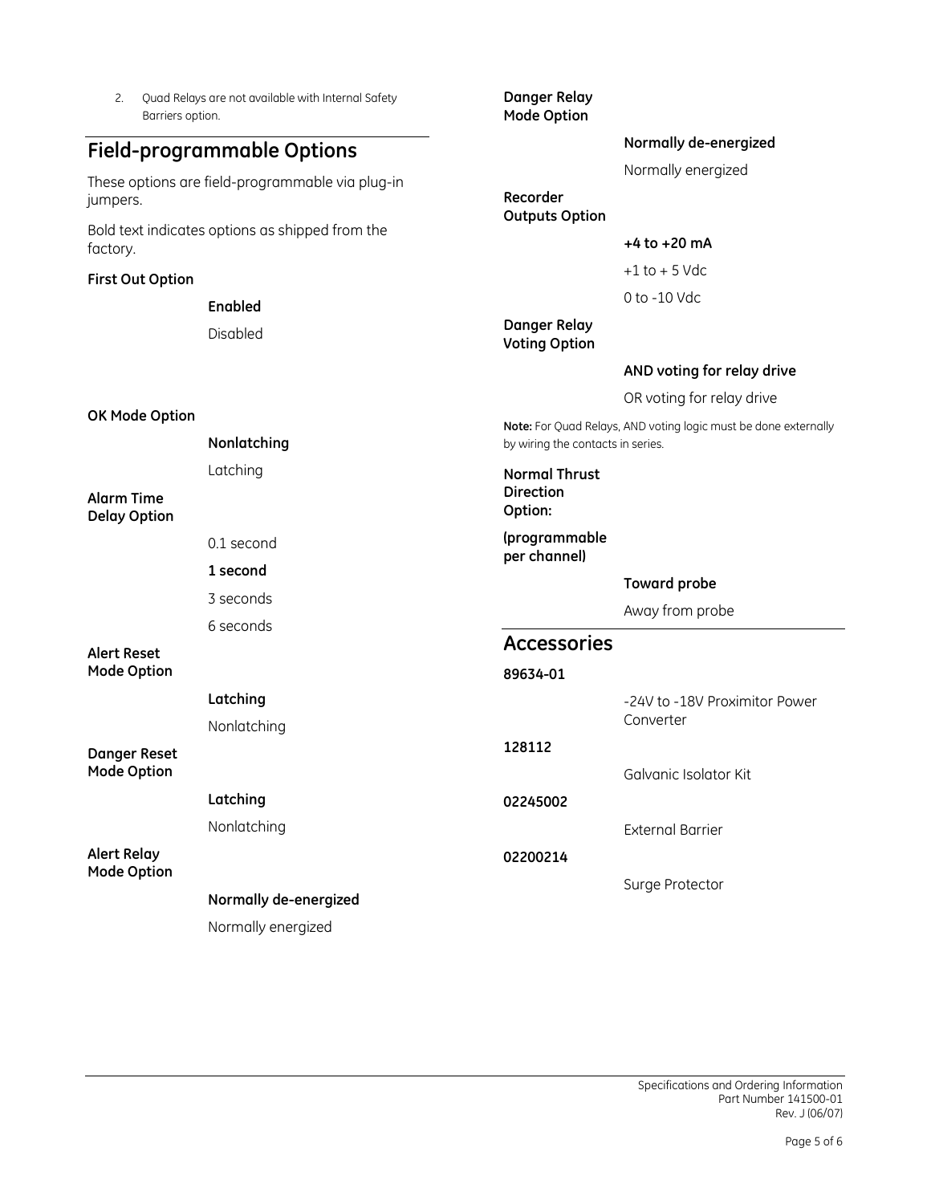2. Quad Relays are not available with Internal Safety Barriers option.

## Field-programmable Options

These options are field-programmable via plug-in jumpers.

Bold text indicates options as shipped from the factory.

**First Out Option**

- **Enabled**
- Disabled

**OK Mode Option**

- **Nonlatching**
- Latching

**Alarm Time Delay Option**

- 0.1 second
- **1 second**
- 3 seconds
- 6 seconds

**Alert Reset Mode Option**

- **Latching**
- Nonlatching

**Danger Reset Mode Option**

- **Latching**
- Nonlatching

**Alert Relay Mode Option**

- **Normally de-energized**
- Normally energized

**Danger Relay Mode Option**

- **Normally de-energized**
- Normally energized

**Recorder Outputs Option**

- **+4 to +20 mA**
- +1 to + 5 Vdc
- 0 to -10 Vdc

**Danger Relay Voting Option**

- **AND voting for relay drive**
- OR voting for relay drive

**Note:** For Quad Relays, AND voting logic must be done externally by wiring the contacts in series.

**Normal Thrust Direction Option:**

**(programmable per channel)**

- **Toward probe**
- Away from probe

## Accessories

**89634-01**

-24V to -18V Proximitor Power Converter

**128112**

Galvanic Isolator Kit

**02245002**

External Barrier

**02200214**

Surge Protector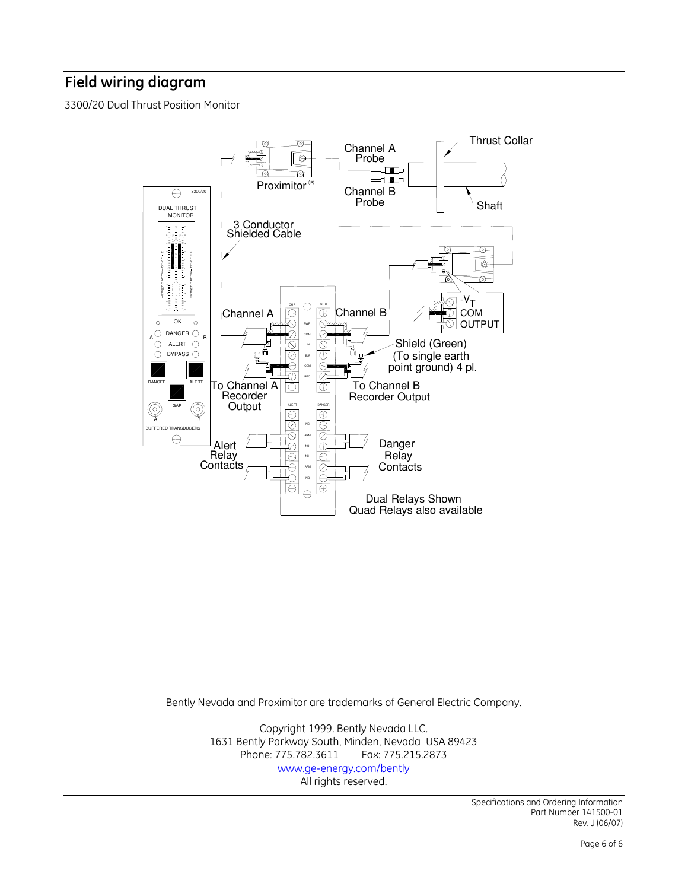## Field wiring diagram

3300/20 Dual Thrust Position Monitor

Thrust Collar

Channel A Probe

Channel B Probe

Shaft

Proximitor®

3300/20

DUAL THRUST MONITOR

3 Conductor Shielded Cable

Channel A

Channel B

$-V_T$

COM

OUTPUT

OK

DANGER

ALERT

BYPASS

A

B

Shield (Green) (To single earth point ground) 4 pl.

DANGER

ALERT

GAP

To Channel A Recorder Output

To Channel B Recorder Output

BUFFERED TRANSDUCERS

Alert Relay Contacts

Danger Relay Contacts

Dual Relays Shown

Quad Relays also available

Bently Nevada and Proximitor are trademarks of General Electric Company.

Copyright 1999. Bently Nevada LLC.
1631 Bently Parkway South, Minden, Nevada USA 89423
Phone: 775.782.3611 Fax: 775.215.2873
www.ge-energy.com/bently
All rights reserved.

Specifications and Ordering Information
Part Number 141500-01
Rev. J (06/07)